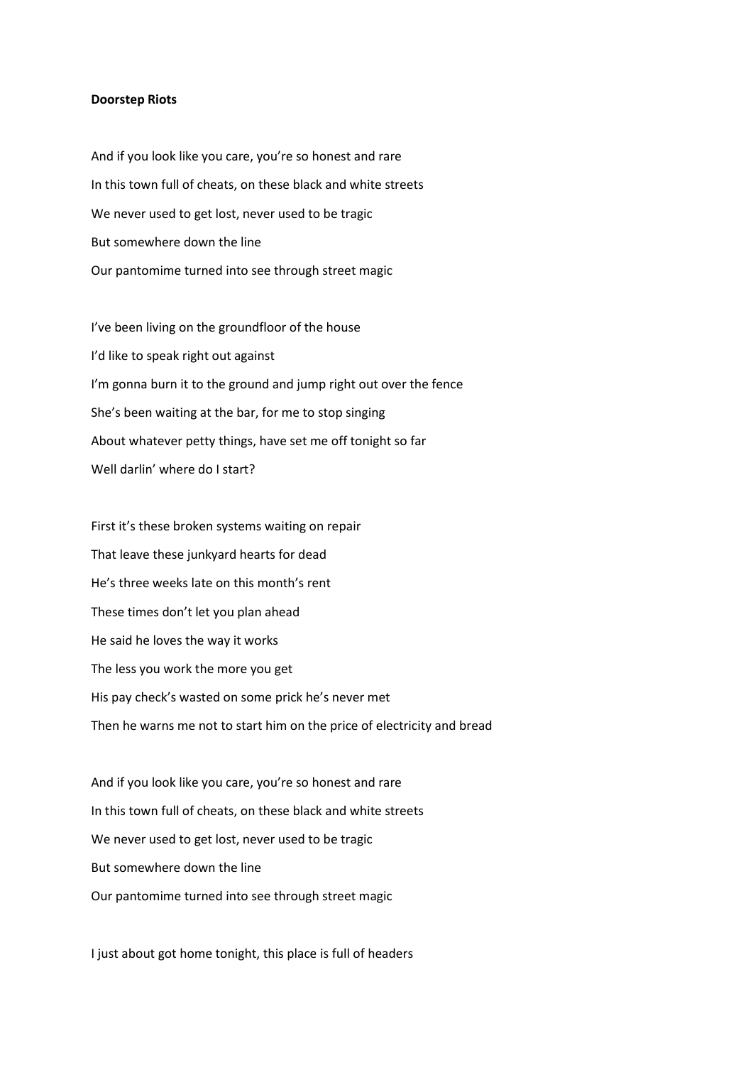**Doorstep Riots**

And if you look like you care, you're so honest and rare
In this town full of cheats, on these black and white streets
We never used to get lost, never used to be tragic
But somewhere down the line
Our pantomime turned into see through street magic

I've been living on the groundfloor of the house
I'd like to speak right out against
I'm gonna burn it to the ground and jump right out over the fence
She's been waiting at the bar, for me to stop singing
About whatever petty things, have set me off tonight so far
Well darlin' where do I start?

First it's these broken systems waiting on repair
That leave these junkyard hearts for dead
He's three weeks late on this month's rent
These times don't let you plan ahead
He said he loves the way it works
The less you work the more you get
His pay check's wasted on some prick he's never met
Then he warns me not to start him on the price of electricity and bread

And if you look like you care, you're so honest and rare
In this town full of cheats, on these black and white streets
We never used to get lost, never used to be tragic
But somewhere down the line
Our pantomime turned into see through street magic

I just about got home tonight, this place is full of headers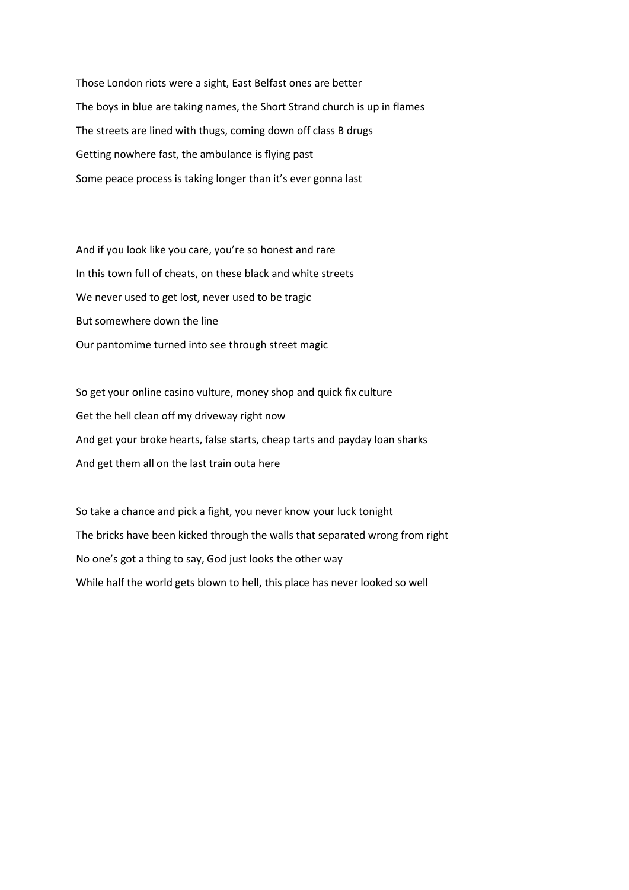Those London riots were a sight, East Belfast ones are better
The boys in blue are taking names, the Short Strand church is up in flames
The streets are lined with thugs, coming down off class B drugs
Getting nowhere fast, the ambulance is flying past
Some peace process is taking longer than it's ever gonna last

And if you look like you care, you're so honest and rare
In this town full of cheats, on these black and white streets
We never used to get lost, never used to be tragic
But somewhere down the line
Our pantomime turned into see through street magic

So get your online casino vulture, money shop and quick fix culture
Get the hell clean off my driveway right now
And get your broke hearts, false starts, cheap tarts and payday loan sharks
And get them all on the last train outa here

So take a chance and pick a fight, you never know your luck tonight
The bricks have been kicked through the walls that separated wrong from right
No one's got a thing to say, God just looks the other way
While half the world gets blown to hell, this place has never looked so well